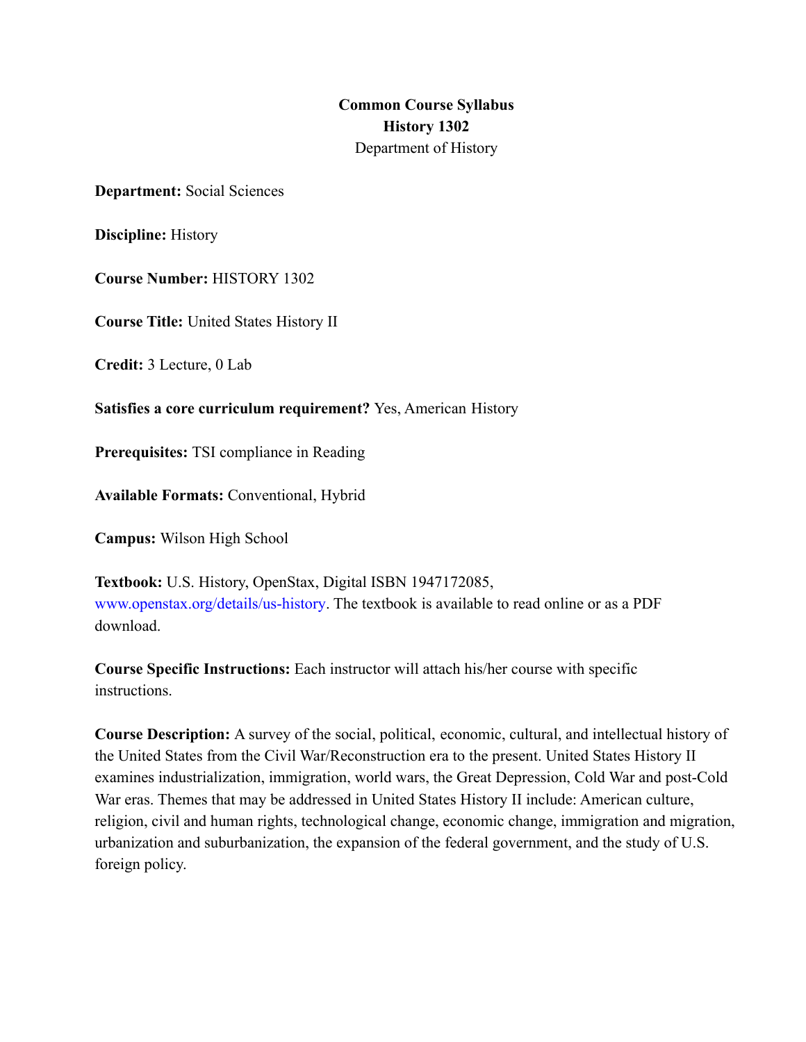**Common Course Syllabus**
**History 1302**
Department of History

**Department:** Social Sciences

**Discipline:** History

**Course Number:** HISTORY 1302

**Course Title:** United States History II

**Credit:** 3 Lecture, 0 Lab

**Satisfies a core curriculum requirement?** Yes, American History

**Prerequisites:** TSI compliance in Reading

**Available Formats:** Conventional, Hybrid

**Campus:** Wilson High School

**Textbook:** U.S. History, OpenStax, Digital ISBN 1947172085, www.openstax.org/details/us-history. The textbook is available to read online or as a PDF download.

**Course Specific Instructions:** Each instructor will attach his/her course with specific instructions.

**Course Description:** A survey of the social, political, economic, cultural, and intellectual history of the United States from the Civil War/Reconstruction era to the present. United States History II examines industrialization, immigration, world wars, the Great Depression, Cold War and post-Cold War eras. Themes that may be addressed in United States History II include: American culture, religion, civil and human rights, technological change, economic change, immigration and migration, urbanization and suburbanization, the expansion of the federal government, and the study of U.S. foreign policy.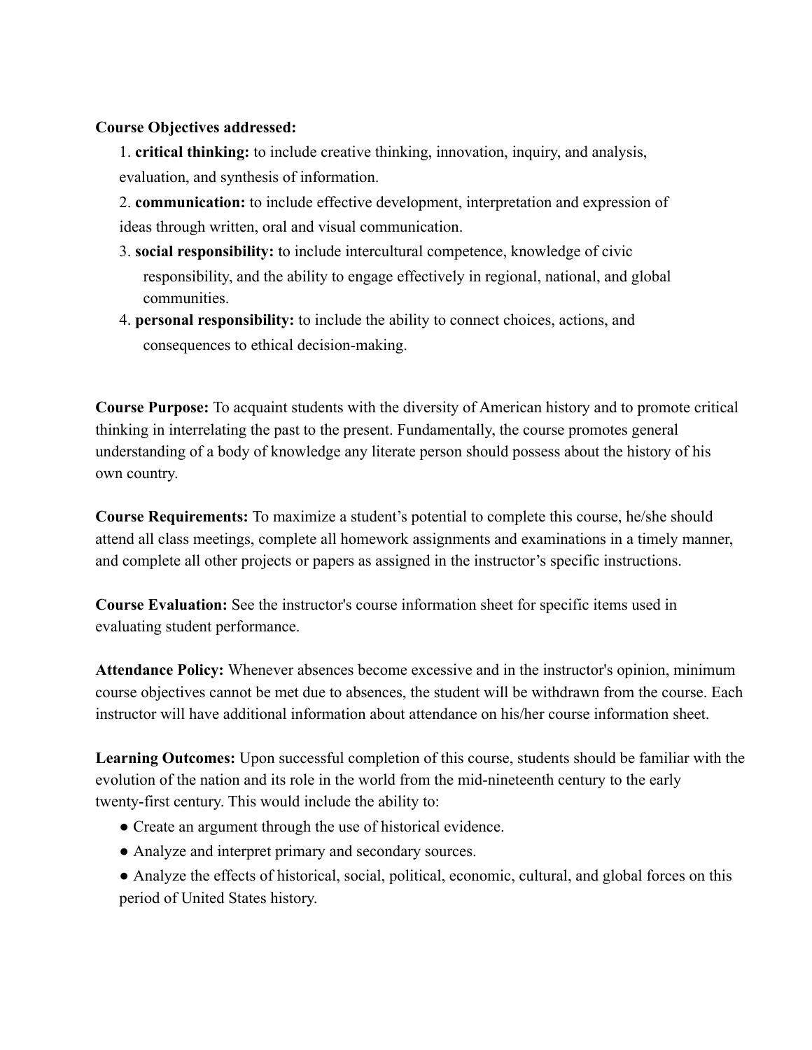**Course Objectives addressed:**

1. **critical thinking:** to include creative thinking, innovation, inquiry, and analysis, evaluation, and synthesis of information.
2. **communication:** to include effective development, interpretation and expression of ideas through written, oral and visual communication.
3. **social responsibility:** to include intercultural competence, knowledge of civic responsibility, and the ability to engage effectively in regional, national, and global communities.
4. **personal responsibility:** to include the ability to connect choices, actions, and consequences to ethical decision-making.

**Course Purpose:** To acquaint students with the diversity of American history and to promote critical thinking in interrelating the past to the present. Fundamentally, the course promotes general understanding of a body of knowledge any literate person should possess about the history of his own country.

**Course Requirements:** To maximize a student's potential to complete this course, he/she should attend all class meetings, complete all homework assignments and examinations in a timely manner, and complete all other projects or papers as assigned in the instructor's specific instructions.

**Course Evaluation:** See the instructor's course information sheet for specific items used in evaluating student performance.

**Attendance Policy:** Whenever absences become excessive and in the instructor's opinion, minimum course objectives cannot be met due to absences, the student will be withdrawn from the course. Each instructor will have additional information about attendance on his/her course information sheet.

**Learning Outcomes:** Upon successful completion of this course, students should be familiar with the evolution of the nation and its role in the world from the mid-nineteenth century to the early twenty-first century. This would include the ability to:

- Create an argument through the use of historical evidence.
- Analyze and interpret primary and secondary sources.
- Analyze the effects of historical, social, political, economic, cultural, and global forces on this period of United States history.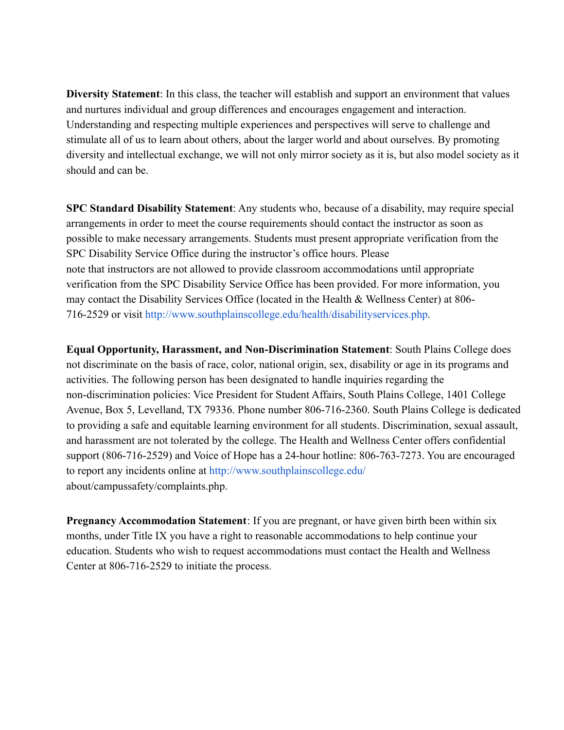**Diversity Statement**: In this class, the teacher will establish and support an environment that values and nurtures individual and group differences and encourages engagement and interaction. Understanding and respecting multiple experiences and perspectives will serve to challenge and stimulate all of us to learn about others, about the larger world and about ourselves. By promoting diversity and intellectual exchange, we will not only mirror society as it is, but also model society as it should and can be.

**SPC Standard Disability Statement**: Any students who, because of a disability, may require special arrangements in order to meet the course requirements should contact the instructor as soon as possible to make necessary arrangements. Students must present appropriate verification from the SPC Disability Service Office during the instructor's office hours. Please note that instructors are not allowed to provide classroom accommodations until appropriate verification from the SPC Disability Service Office has been provided. For more information, you may contact the Disability Services Office (located in the Health & Wellness Center) at 806-716-2529 or visit http://www.southplainscollege.edu/health/disabilityservices.php.

**Equal Opportunity, Harassment, and Non-Discrimination Statement**: South Plains College does not discriminate on the basis of race, color, national origin, sex, disability or age in its programs and activities. The following person has been designated to handle inquiries regarding the non-discrimination policies: Vice President for Student Affairs, South Plains College, 1401 College Avenue, Box 5, Levelland, TX 79336. Phone number 806-716-2360. South Plains College is dedicated to providing a safe and equitable learning environment for all students. Discrimination, sexual assault, and harassment are not tolerated by the college. The Health and Wellness Center offers confidential support (806-716-2529) and Voice of Hope has a 24-hour hotline: 806-763-7273. You are encouraged to report any incidents online at http://www.southplainscollege.edu/about/campussafety/complaints.php.

**Pregnancy Accommodation Statement**: If you are pregnant, or have given birth been within six months, under Title IX you have a right to reasonable accommodations to help continue your education. Students who wish to request accommodations must contact the Health and Wellness Center at 806-716-2529 to initiate the process.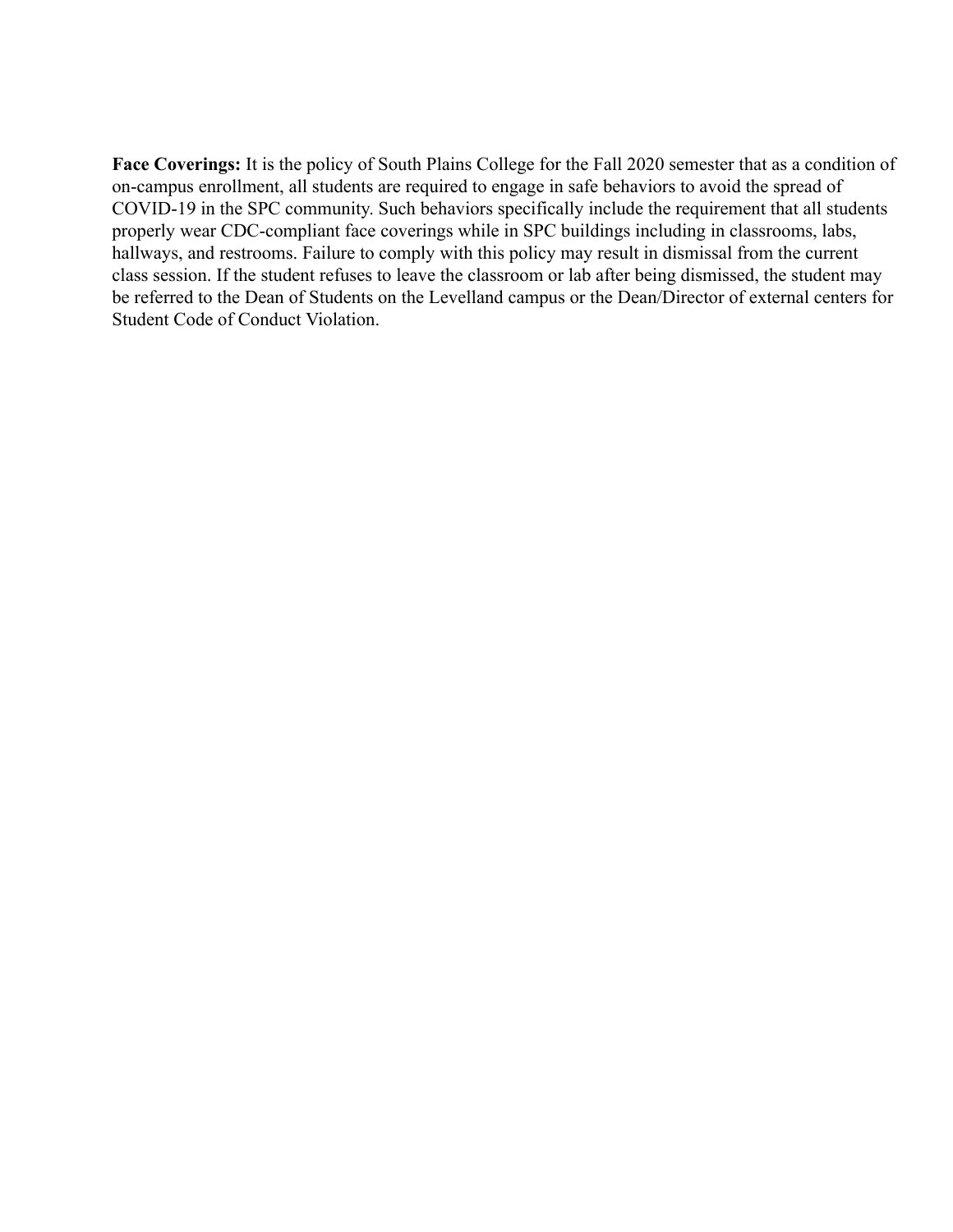**Face Coverings:** It is the policy of South Plains College for the Fall 2020 semester that as a condition of on-campus enrollment, all students are required to engage in safe behaviors to avoid the spread of COVID-19 in the SPC community. Such behaviors specifically include the requirement that all students properly wear CDC-compliant face coverings while in SPC buildings including in classrooms, labs, hallways, and restrooms. Failure to comply with this policy may result in dismissal from the current class session. If the student refuses to leave the classroom or lab after being dismissed, the student may be referred to the Dean of Students on the Levelland campus or the Dean/Director of external centers for Student Code of Conduct Violation.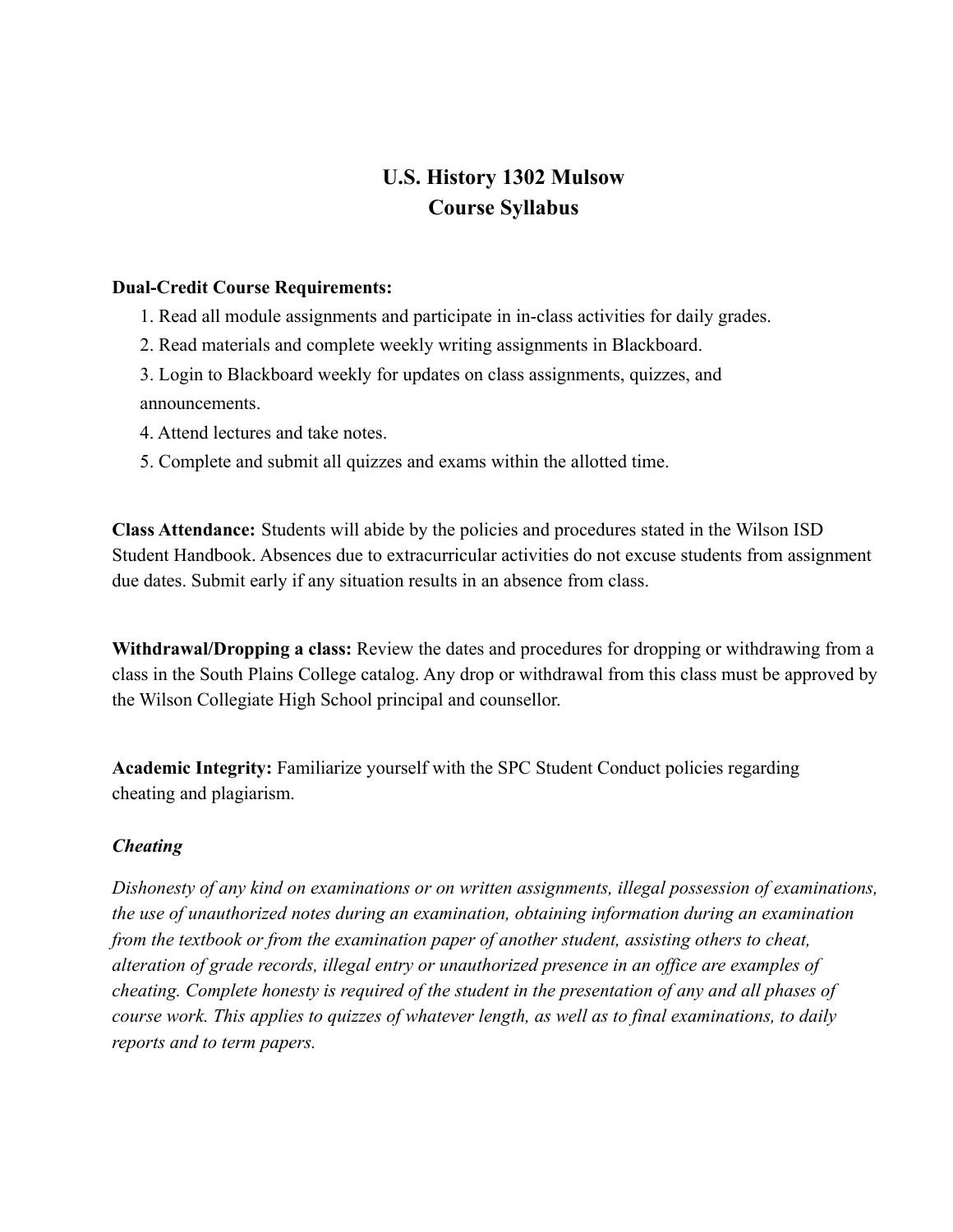# U.S. History 1302 Mulsow
# Course Syllabus

**Dual-Credit Course Requirements:**

1. Read all module assignments and participate in in-class activities for daily grades.
2. Read materials and complete weekly writing assignments in Blackboard.
3. Login to Blackboard weekly for updates on class assignments, quizzes, and announcements.
4. Attend lectures and take notes.
5. Complete and submit all quizzes and exams within the allotted time.

**Class Attendance:** Students will abide by the policies and procedures stated in the Wilson ISD Student Handbook. Absences due to extracurricular activities do not excuse students from assignment due dates. Submit early if any situation results in an absence from class.

**Withdrawal/Dropping a class:** Review the dates and procedures for dropping or withdrawing from a class in the South Plains College catalog. Any drop or withdrawal from this class must be approved by the Wilson Collegiate High School principal and counsellor.

**Academic Integrity:** Familiarize yourself with the SPC Student Conduct policies regarding cheating and plagiarism.

***Cheating***

*Dishonesty of any kind on examinations or on written assignments, illegal possession of examinations, the use of unauthorized notes during an examination, obtaining information during an examination from the textbook or from the examination paper of another student, assisting others to cheat, alteration of grade records, illegal entry or unauthorized presence in an office are examples of cheating. Complete honesty is required of the student in the presentation of any and all phases of course work. This applies to quizzes of whatever length, as well as to final examinations, to daily reports and to term papers.*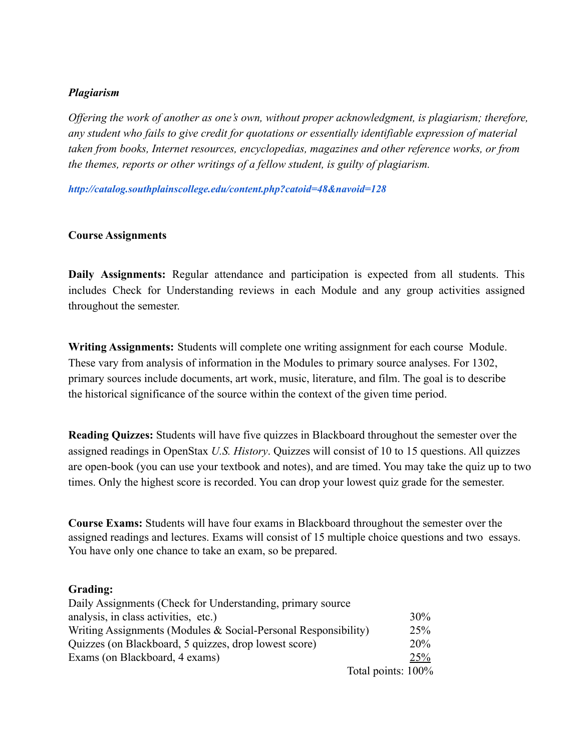***Plagiarism***

*Offering the work of another as one's own, without proper acknowledgment, is plagiarism; therefore, any student who fails to give credit for quotations or essentially identifiable expression of material taken from books, Internet resources, encyclopedias, magazines and other reference works, or from the themes, reports or other writings of a fellow student, is guilty of plagiarism.*

***http://catalog.southplainscollege.edu/content.php?catoid=48&navoid=128***

**Course Assignments**

**Daily Assignments:** Regular attendance and participation is expected from all students. This includes Check for Understanding reviews in each Module and any group activities assigned throughout the semester.

**Writing Assignments:** Students will complete one writing assignment for each course Module. These vary from analysis of information in the Modules to primary source analyses. For 1302, primary sources include documents, art work, music, literature, and film. The goal is to describe the historical significance of the source within the context of the given time period.

**Reading Quizzes:** Students will have five quizzes in Blackboard throughout the semester over the assigned readings in OpenStax *U.S. History*. Quizzes will consist of 10 to 15 questions. All quizzes are open-book (you can use your textbook and notes), and are timed. You may take the quiz up to two times. Only the highest score is recorded. You can drop your lowest quiz grade for the semester.

**Course Exams:** Students will have four exams in Blackboard throughout the semester over the assigned readings and lectures. Exams will consist of 15 multiple choice questions and two essays. You have only one chance to take an exam, so be prepared.

**Grading:**

| | |
|---|---|
| Daily Assignments (Check for Understanding, primary source analysis, in class activities, etc.) | 30% |
| Writing Assignments (Modules & Social-Personal Responsibility) | 25% |
| Quizzes (on Blackboard, 5 quizzes, drop lowest score) | 20% |
| Exams (on Blackboard, 4 exams) | 25% |
| | Total points: 100% |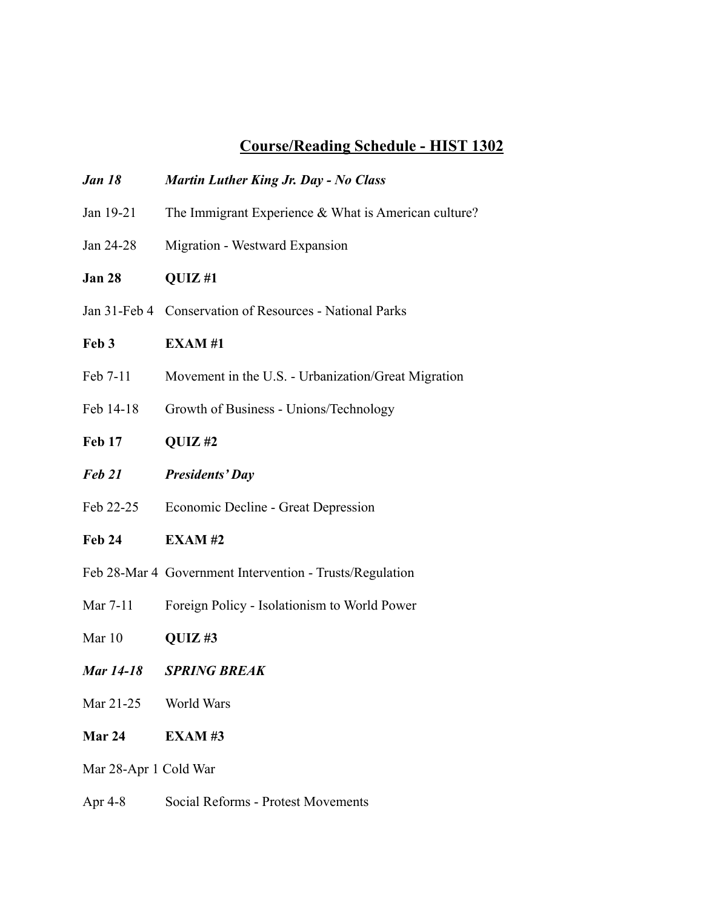## Course/Reading Schedule - HIST 1302

| | |
|---|---|
| ***Jan 18*** | ***Martin Luther King Jr. Day - No Class*** |
| Jan 19-21 | The Immigrant Experience & What is American culture? |
| Jan 24-28 | Migration - Westward Expansion |
| **Jan 28** | **QUIZ #1** |
| Jan 31-Feb 4 | Conservation of Resources - National Parks |
| **Feb 3** | **EXAM #1** |
| Feb 7-11 | Movement in the U.S. - Urbanization/Great Migration |
| Feb 14-18 | Growth of Business - Unions/Technology |
| **Feb 17** | **QUIZ #2** |
| ***Feb 21*** | ***Presidents' Day*** |
| Feb 22-25 | Economic Decline - Great Depression |
| **Feb 24** | **EXAM #2** |
| Feb 28-Mar 4 | Government Intervention - Trusts/Regulation |
| Mar 7-11 | Foreign Policy - Isolationism to World Power |
| Mar 10 | **QUIZ #3** |
| ***Mar 14-18*** | ***SPRING BREAK*** |
| Mar 21-25 | World Wars |
| **Mar 24** | **EXAM #3** |
| Mar 28-Apr 1 | Cold War |
| Apr 4-8 | Social Reforms - Protest Movements |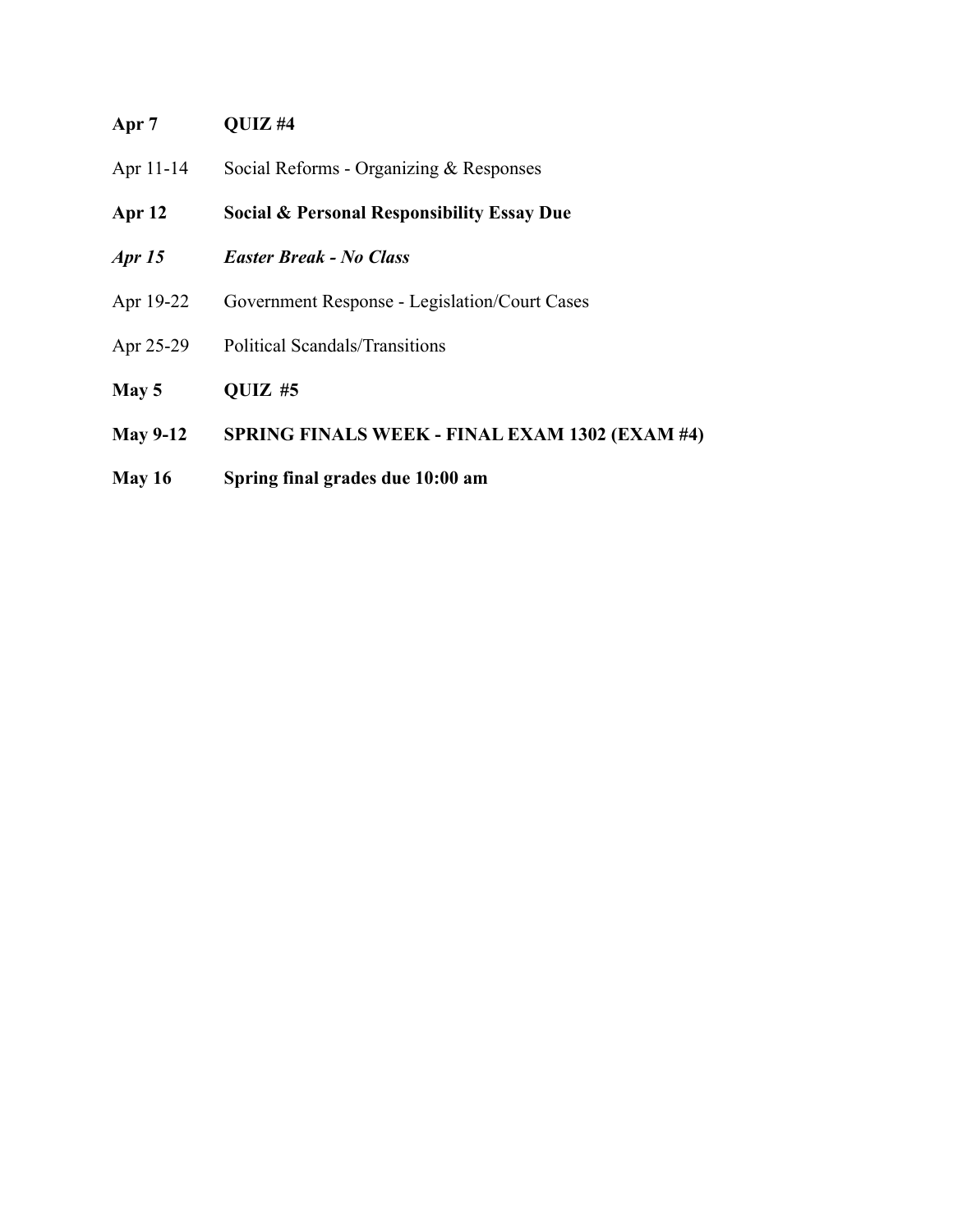| | |
|---|---|
| **Apr 7** | **QUIZ #4** |
| Apr 11-14 | Social Reforms - Organizing & Responses |
| **Apr 12** | **Social & Personal Responsibility Essay Due** |
| ***Apr 15*** | ***Easter Break - No Class*** |
| Apr 19-22 | Government Response - Legislation/Court Cases |
| Apr 25-29 | Political Scandals/Transitions |
| **May 5** | **QUIZ #5** |
| **May 9-12** | **SPRING FINALS WEEK - FINAL EXAM 1302 (EXAM #4)** |
| **May 16** | **Spring final grades due 10:00 am** |